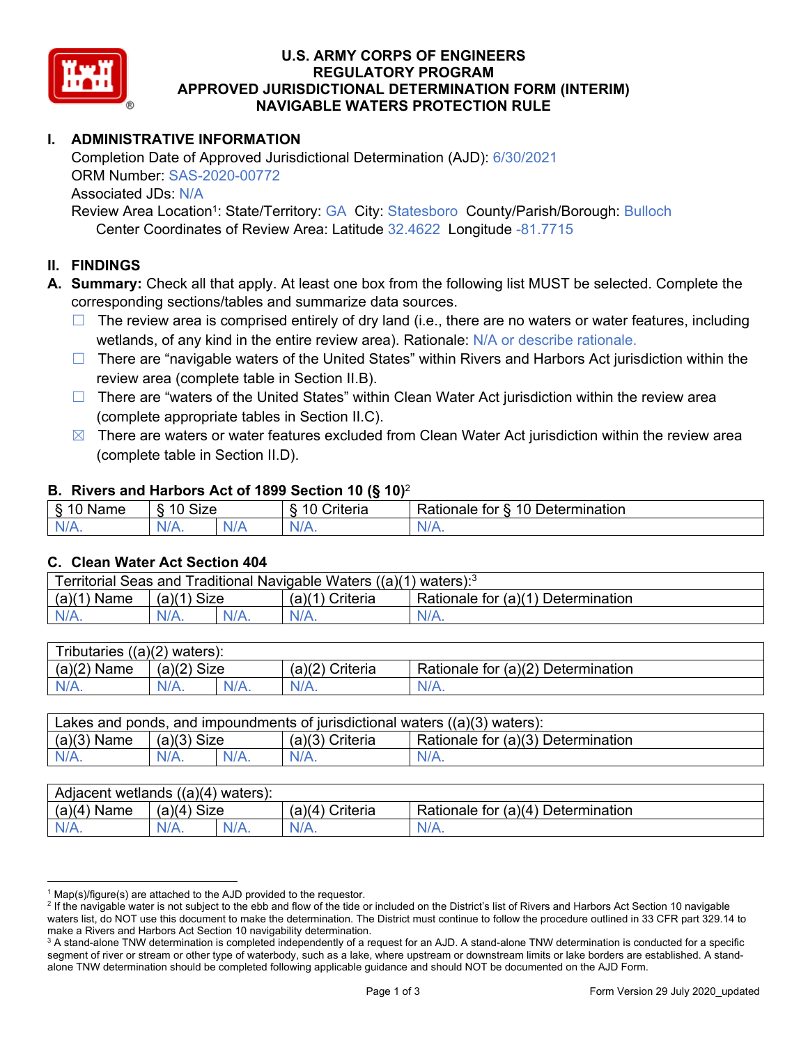# U.S. ARMY CORPS OF ENGINEERS
# REGULATORY PROGRAM
# APPROVED JURISDICTIONAL DETERMINATION FORM (INTERIM)
# NAVIGABLE WATERS PROTECTION RULE

## I. ADMINISTRATIVE INFORMATION

Completion Date of Approved Jurisdictional Determination (AJD): 6/30/2021
ORM Number: SAS-2020-00772
Associated JDs: N/A
Review Area Location[1]: State/Territory: GA City: Statesboro County/Parish/Borough: Bulloch
Center Coordinates of Review Area: Latitude 32.4622 Longitude -81.7715

## II. FINDINGS

**A. Summary:** Check all that apply. At least one box from the following list MUST be selected. Complete the corresponding sections/tables and summarize data sources.

- ☐ The review area is comprised entirely of dry land (i.e., there are no waters or water features, including wetlands, of any kind in the entire review area). Rationale: N/A or describe rationale.
- ☐ There are "navigable waters of the United States" within Rivers and Harbors Act jurisdiction within the review area (complete table in Section II.B).
- ☐ There are "waters of the United States" within Clean Water Act jurisdiction within the review area (complete appropriate tables in Section II.C).
- ☒ There are waters or water features excluded from Clean Water Act jurisdiction within the review area (complete table in Section II.D).

### B. Rivers and Harbors Act of 1899 Section 10 (§ 10)[2]

| § 10 Name | § 10 Size | | § 10 Criteria | Rationale for § 10 Determination |
|---|---|---|---|---|
| N/A. | N/A. | N/A | N/A. | N/A. |

### C. Clean Water Act Section 404

| Territorial Seas and Traditional Navigable Waters ((a)(1) waters):[3] | | | | |
|---|---|---|---|---|
| (a)(1) Name | (a)(1) Size | | (a)(1) Criteria | Rationale for (a)(1) Determination |
| N/A. | N/A. | N/A. | N/A. | N/A. |

| Tributaries ((a)(2) waters): | | | | |
|---|---|---|---|---|
| (a)(2) Name | (a)(2) Size | | (a)(2) Criteria | Rationale for (a)(2) Determination |
| N/A. | N/A. | N/A. | N/A. | N/A. |

| Lakes and ponds, and impoundments of jurisdictional waters ((a)(3) waters): | | | | |
|---|---|---|---|---|
| (a)(3) Name | (a)(3) Size | | (a)(3) Criteria | Rationale for (a)(3) Determination |
| N/A. | N/A. | N/A. | N/A. | N/A. |

| Adjacent wetlands ((a)(4) waters): | | | | |
|---|---|---|---|---|
| (a)(4) Name | (a)(4) Size | | (a)(4) Criteria | Rationale for (a)(4) Determination |
| N/A. | N/A. | N/A. | N/A. | N/A. |

---

[1] Map(s)/figure(s) are attached to the AJD provided to the requestor.

[2] If the navigable water is not subject to the ebb and flow of the tide or included on the District's list of Rivers and Harbors Act Section 10 navigable waters list, do NOT use this document to make the determination. The District must continue to follow the procedure outlined in 33 CFR part 329.14 to make a Rivers and Harbors Act Section 10 navigability determination.

[3] A stand-alone TNW determination is completed independently of a request for an AJD. A stand-alone TNW determination is conducted for a specific segment of river or stream or other type of waterbody, such as a lake, where upstream or downstream limits or lake borders are established. A stand-alone TNW determination should be completed following applicable guidance and should NOT be documented on the AJD Form.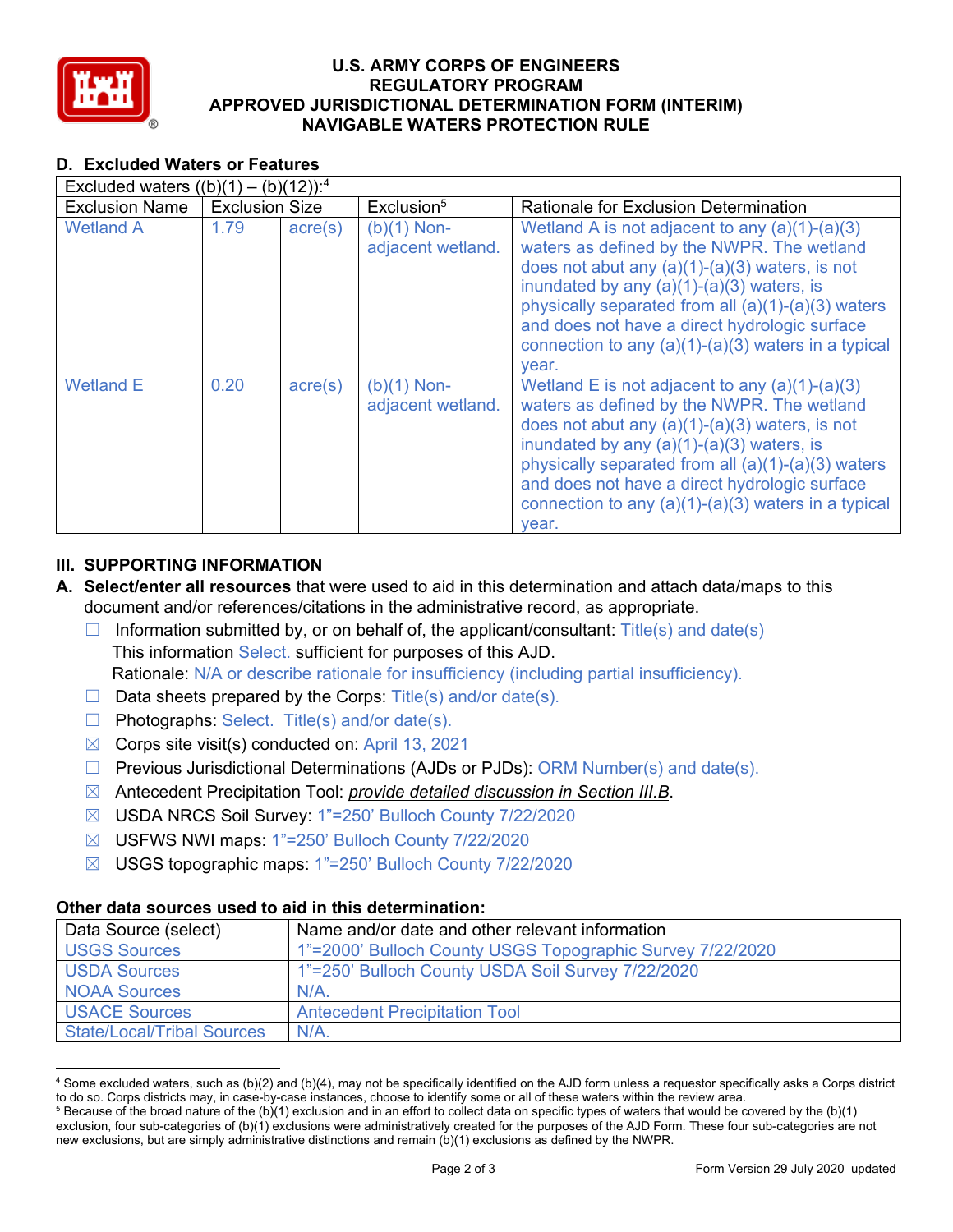# U.S. ARMY CORPS OF ENGINEERS
## REGULATORY PROGRAM
## APPROVED JURISDICTIONAL DETERMINATION FORM (INTERIM)
## NAVIGABLE WATERS PROTECTION RULE

### D. Excluded Waters or Features

| Excluded waters ((b)(1) – (b)(12)):[4] | | | | |
|---|---|---|---|---|
| Exclusion Name | Exclusion Size | | Exclusion[5] | Rationale for Exclusion Determination |
| Wetland A | 1.79 | acre(s) | (b)(1) Non-adjacent wetland. | Wetland A is not adjacent to any (a)(1)-(a)(3) waters as defined by the NWPR. The wetland does not abut any (a)(1)-(a)(3) waters, is not inundated by any (a)(1)-(a)(3) waters, is physically separated from all (a)(1)-(a)(3) waters and does not have a direct hydrologic surface connection to any (a)(1)-(a)(3) waters in a typical year. |
| Wetland E | 0.20 | acre(s) | (b)(1) Non-adjacent wetland. | Wetland E is not adjacent to any (a)(1)-(a)(3) waters as defined by the NWPR. The wetland does not abut any (a)(1)-(a)(3) waters, is not inundated by any (a)(1)-(a)(3) waters, is physically separated from all (a)(1)-(a)(3) waters and does not have a direct hydrologic surface connection to any (a)(1)-(a)(3) waters in a typical year. |

## III. SUPPORTING INFORMATION

**A. Select/enter all resources** that were used to aid in this determination and attach data/maps to this document and/or references/citations in the administrative record, as appropriate.

- ☐ Information submitted by, or on behalf of, the applicant/consultant: Title(s) and date(s).
  This information Select. sufficient for purposes of this AJD.
  Rationale: N/A or describe rationale for insufficiency (including partial insufficiency).
- ☐ Data sheets prepared by the Corps: Title(s) and/or date(s).
- ☐ Photographs: Select. Title(s) and/or date(s).
- ☒ Corps site visit(s) conducted on: April 13, 2021
- ☐ Previous Jurisdictional Determinations (AJDs or PJDs): ORM Number(s) and date(s).
- ☒ Antecedent Precipitation Tool: *provide detailed discussion in Section III.B*.
- ☒ USDA NRCS Soil Survey: 1"=250' Bulloch County 7/22/2020
- ☒ USFWS NWI maps: 1"=250' Bulloch County 7/22/2020
- ☒ USGS topographic maps: 1"=250' Bulloch County 7/22/2020

**Other data sources used to aid in this determination:**

| Data Source (select) | Name and/or date and other relevant information |
|---|---|
| USGS Sources | 1"=2000' Bulloch County USGS Topographic Survey 7/22/2020 |
| USDA Sources | 1"=250' Bulloch County USDA Soil Survey 7/22/2020 |
| NOAA Sources | N/A. |
| USACE Sources | Antecedent Precipitation Tool |
| State/Local/Tribal Sources | N/A. |

---

[4] Some excluded waters, such as (b)(2) and (b)(4), may not be specifically identified on the AJD form unless a requestor specifically asks a Corps district to do so. Corps districts may, in case-by-case instances, choose to identify some or all of these waters within the review area.

[5] Because of the broad nature of the (b)(1) exclusion and in an effort to collect data on specific types of waters that would be covered by the (b)(1) exclusion, four sub-categories of (b)(1) exclusions were administratively created for the purposes of the AJD Form. These four sub-categories are not new exclusions, but are simply administrative distinctions and remain (b)(1) exclusions as defined by the NWPR.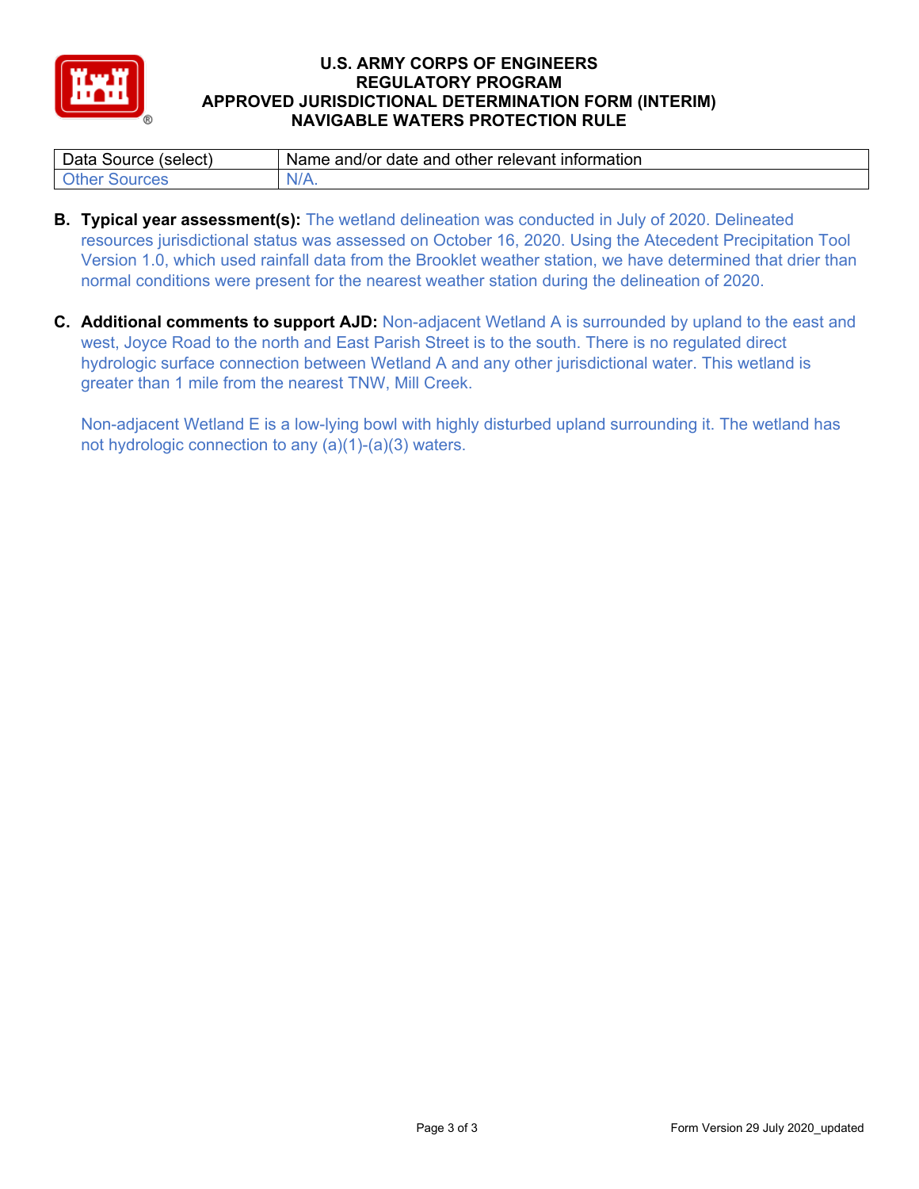# U.S. ARMY CORPS OF ENGINEERS
# REGULATORY PROGRAM
# APPROVED JURISDICTIONAL DETERMINATION FORM (INTERIM)
# NAVIGABLE WATERS PROTECTION RULE

| Data Source (select) | Name and/or date and other relevant information |
|---|---|
| Other Sources | N/A. |

**B. Typical year assessment(s):** The wetland delineation was conducted in July of 2020. Delineated resources jurisdictional status was assessed on October 16, 2020. Using the Atecedent Precipitation Tool Version 1.0, which used rainfall data from the Brooklet weather station, we have determined that drier than normal conditions were present for the nearest weather station during the delineation of 2020.

**C. Additional comments to support AJD:** Non-adjacent Wetland A is surrounded by upland to the east and west, Joyce Road to the north and East Parish Street is to the south. There is no regulated direct hydrologic surface connection between Wetland A and any other jurisdictional water. This wetland is greater than 1 mile from the nearest TNW, Mill Creek.

Non-adjacent Wetland E is a low-lying bowl with highly disturbed upland surrounding it. The wetland has not hydrologic connection to any (a)(1)-(a)(3) waters.